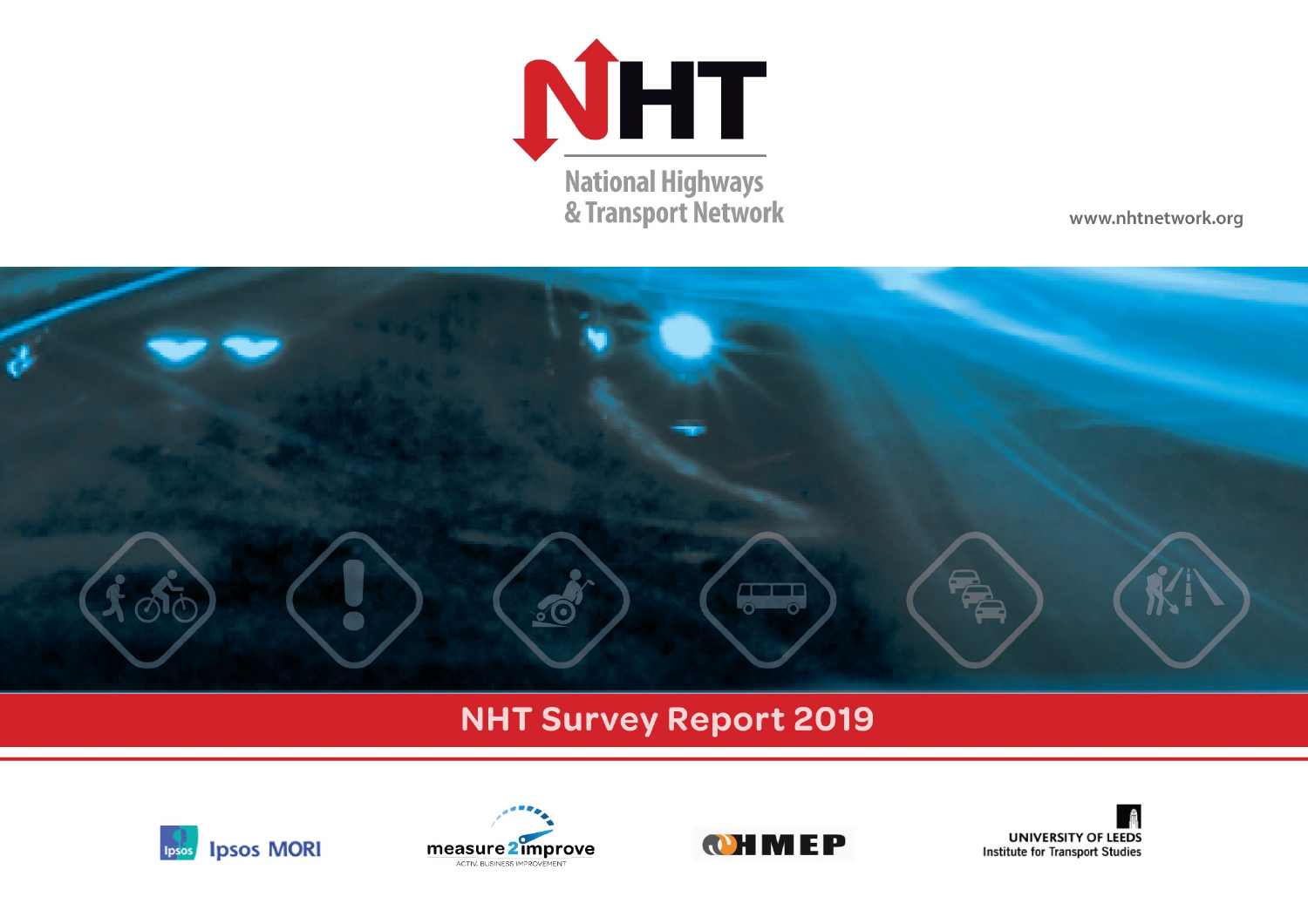# NHT

National Highways & Transport Network

www.nhtnetwork.org

## NHT Survey Report 2019

Ipsos MORI

measure2improve
ACTIV. BUSINESS IMPROVEMENT

HMEP

UNIVERSITY OF LEEDS
Institute for Transport Studies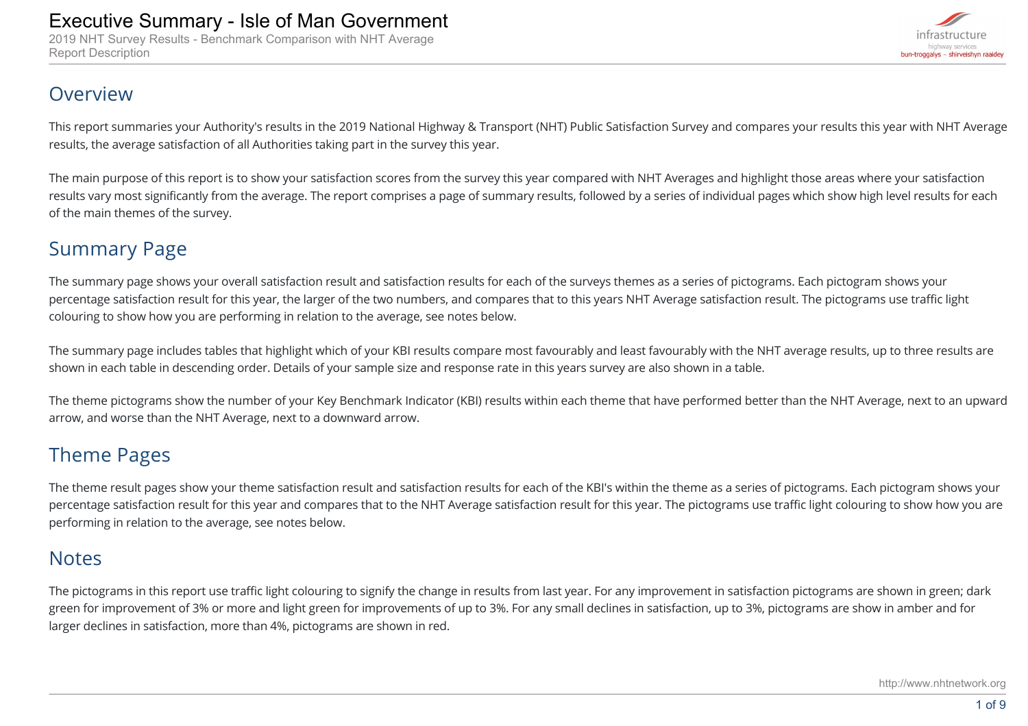# Executive Summary - Isle of Man Government

2019 NHT Survey Results - Benchmark Comparison with NHT Average
Report Description

## Overview

This report summaries your Authority's results in the 2019 National Highway & Transport (NHT) Public Satisfaction Survey and compares your results this year with NHT Average results, the average satisfaction of all Authorities taking part in the survey this year.

The main purpose of this report is to show your satisfaction scores from the survey this year compared with NHT Averages and highlight those areas where your satisfaction results vary most significantly from the average. The report comprises a page of summary results, followed by a series of individual pages which show high level results for each of the main themes of the survey.

## Summary Page

The summary page shows your overall satisfaction result and satisfaction results for each of the surveys themes as a series of pictograms. Each pictogram shows your percentage satisfaction result for this year, the larger of the two numbers, and compares that to this years NHT Average satisfaction result. The pictograms use traffic light colouring to show how you are performing in relation to the average, see notes below.

The summary page includes tables that highlight which of your KBI results compare most favourably and least favourably with the NHT average results, up to three results are shown in each table in descending order. Details of your sample size and response rate in this years survey are also shown in a table.

The theme pictograms show the number of your Key Benchmark Indicator (KBI) results within each theme that have performed better than the NHT Average, next to an upward arrow, and worse than the NHT Average, next to a downward arrow.

## Theme Pages

The theme result pages show your theme satisfaction result and satisfaction results for each of the KBI's within the theme as a series of pictograms. Each pictogram shows your percentage satisfaction result for this year and compares that to the NHT Average satisfaction result for this year. The pictograms use traffic light colouring to show how you are performing in relation to the average, see notes below.

## Notes

The pictograms in this report use traffic light colouring to signify the change in results from last year. For any improvement in satisfaction pictograms are shown in green; dark green for improvement of 3% or more and light green for improvements of up to 3%. For any small declines in satisfaction, up to 3%, pictograms are show in amber and for larger declines in satisfaction, more than 4%, pictograms are shown in red.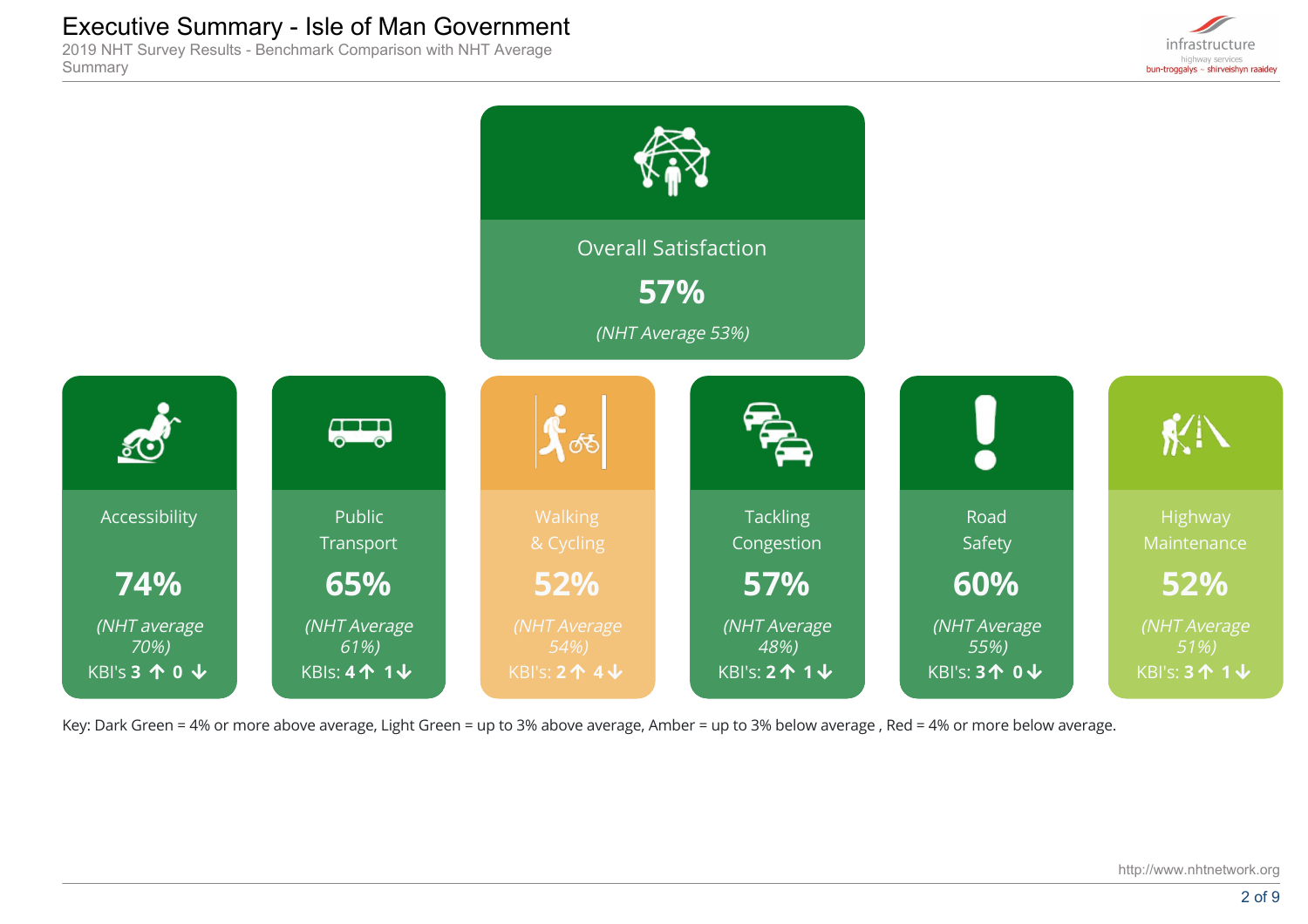# Executive Summary - Isle of Man Government

2019 NHT Survey Results - Benchmark Comparison with NHT Average Summary

## Overall Satisfaction

**57%**

*(NHT Average 53%)*

| Accessibility | Public Transport | Walking & Cycling | Tackling Congestion | Road Safety | Highway Maintenance |
|---|---|---|---|---|---|
| **74%** | **65%** | **52%** | **57%** | **60%** | **52%** |
| *(NHT average 70%)* | *(NHT Average 61%)* | *(NHT Average 54%)* | *(NHT Average 48%)* | *(NHT Average 55%)* | *(NHT Average 51%)* |
| KBI's **3** ↑ **0** ↓ | KBIs: **4** ↑ **1** ↓ | KBI's: **2** ↑ **4** ↓ | KBI's: **2** ↑ **1** ↓ | KBI's: **3** ↑ **0** ↓ | KBI's: **3** ↑ **1** ↓ |

Key: Dark Green = 4% or more above average, Light Green = up to 3% above average, Amber = up to 3% below average , Red = 4% or more below average.

http://www.nhtnetwork.org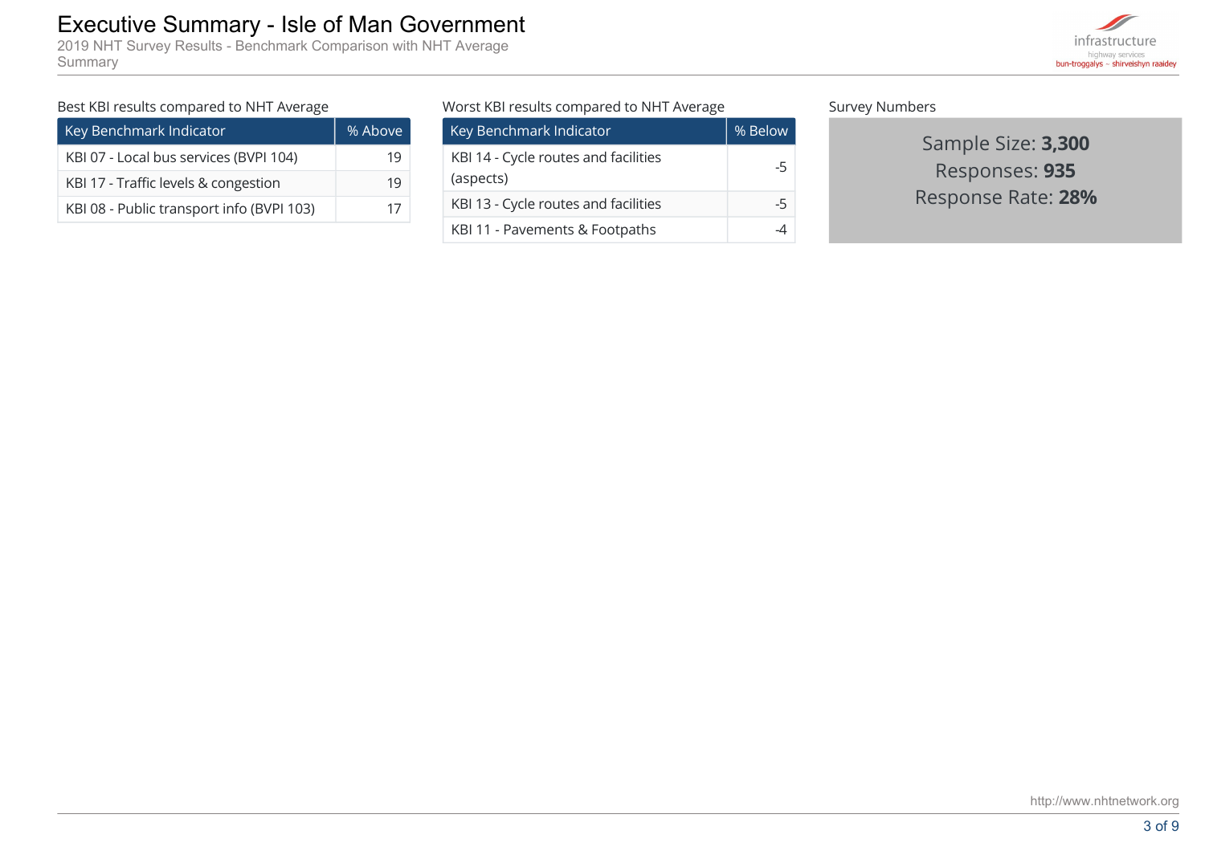# Executive Summary - Isle of Man Government

2019 NHT Survey Results - Benchmark Comparison with NHT Average
Summary

Best KBI results compared to NHT Average

| Key Benchmark Indicator | % Above |
|---|---|
| KBI 07 - Local bus services (BVPI 104) | 19 |
| KBI 17 - Traffic levels & congestion | 19 |
| KBI 08 - Public transport info (BVPI 103) | 17 |

Worst KBI results compared to NHT Average

| Key Benchmark Indicator | % Below |
|---|---|
| KBI 14 - Cycle routes and facilities (aspects) | -5 |
| KBI 13 - Cycle routes and facilities | -5 |
| KBI 11 - Pavements & Footpaths | -4 |

Survey Numbers

Sample Size: **3,300**
Responses: **935**
Response Rate: **28%**

http://www.nhtnetwork.org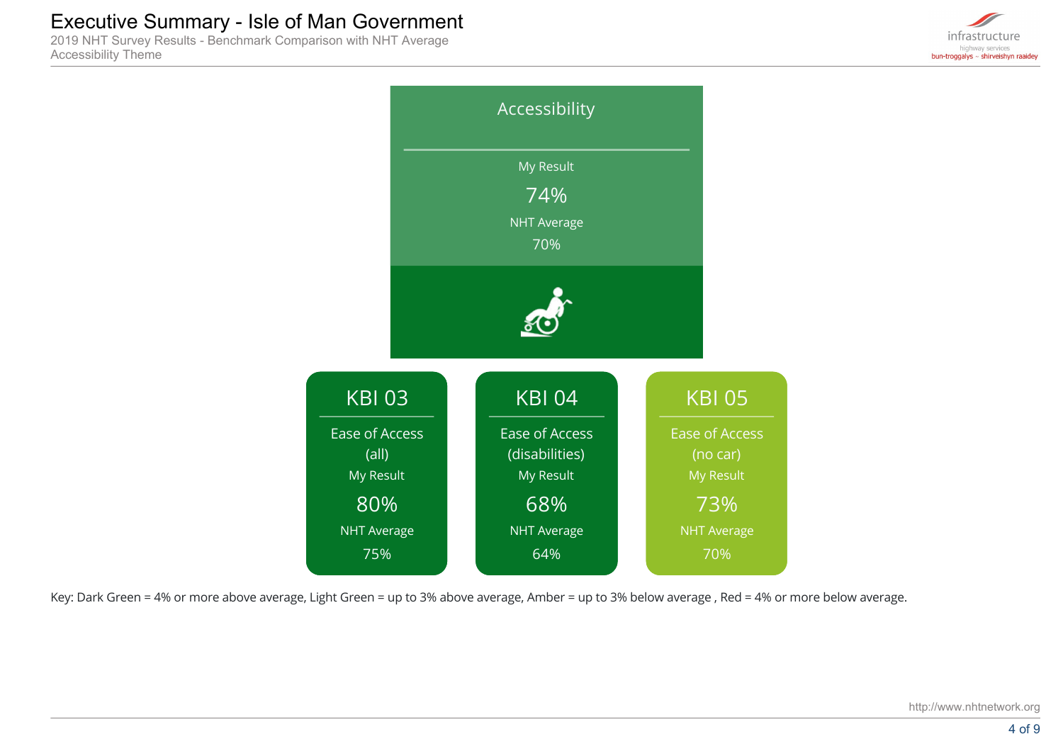# Executive Summary - Isle of Man Government

2019 NHT Survey Results - Benchmark Comparison with NHT Average
Accessibility Theme

## Accessibility

My Result
74%
NHT Average
70%

| KBI 03 | KBI 04 | KBI 05 |
|---|---|---|
| Ease of Access (all) | Ease of Access (disabilities) | Ease of Access (no car) |
| My Result 80% | My Result 68% | My Result 73% |
| NHT Average 75% | NHT Average 64% | NHT Average 70% |

Key: Dark Green = 4% or more above average, Light Green = up to 3% above average, Amber = up to 3% below average , Red = 4% or more below average.

http://www.nhtnetwork.org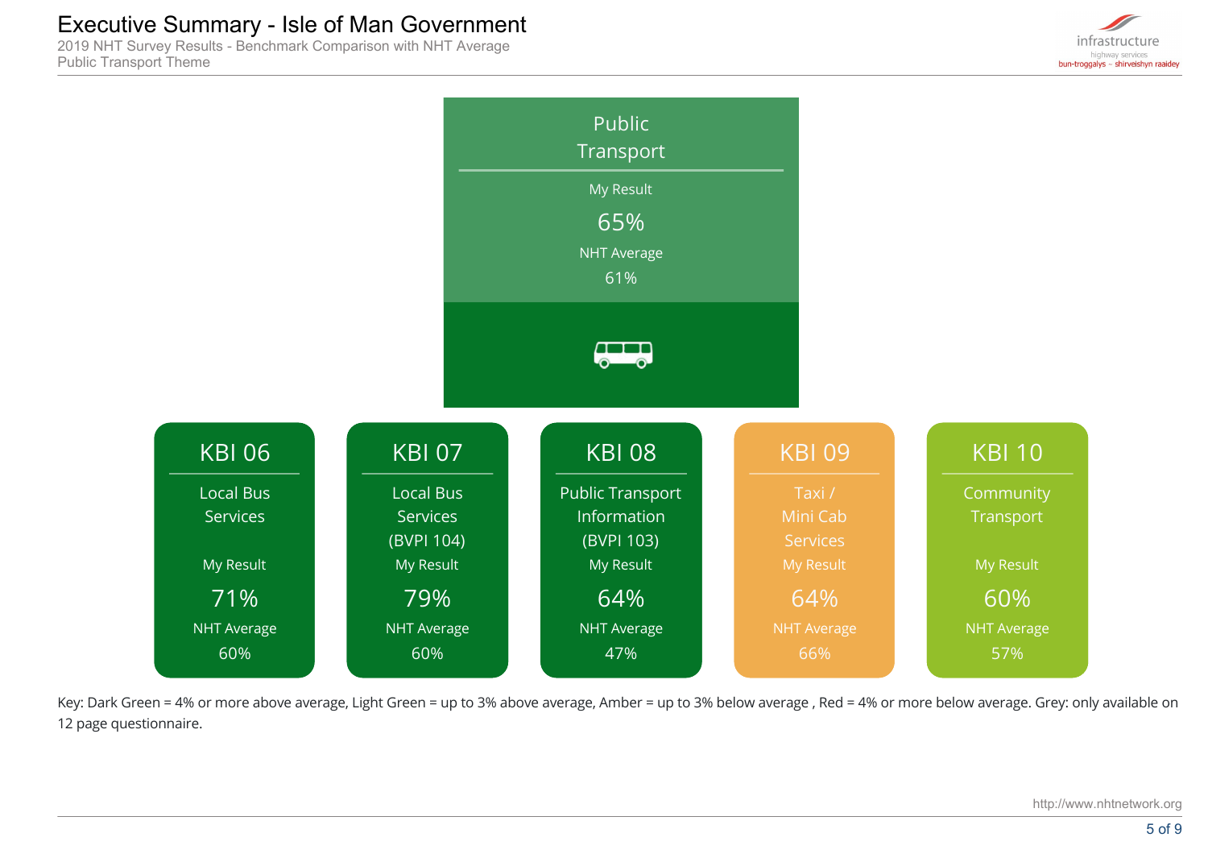# Executive Summary - Isle of Man Government

2019 NHT Survey Results - Benchmark Comparison with NHT Average
Public Transport Theme

## Public Transport

My Result
65%
NHT Average
61%

| KBI | Description | My Result | NHT Average |
|---|---|---|---|
| KBI 06 | Local Bus Services | 71% | 60% |
| KBI 07 | Local Bus Services (BVPI 104) | 79% | 60% |
| KBI 08 | Public Transport Information (BVPI 103) | 64% | 47% |
| KBI 09 | Taxi / Mini Cab Services | 64% | 66% |
| KBI 10 | Community Transport | 60% | 57% |

Key: Dark Green = 4% or more above average, Light Green = up to 3% above average, Amber = up to 3% below average , Red = 4% or more below average. Grey: only available on 12 page questionnaire.

http://www.nhtnetwork.org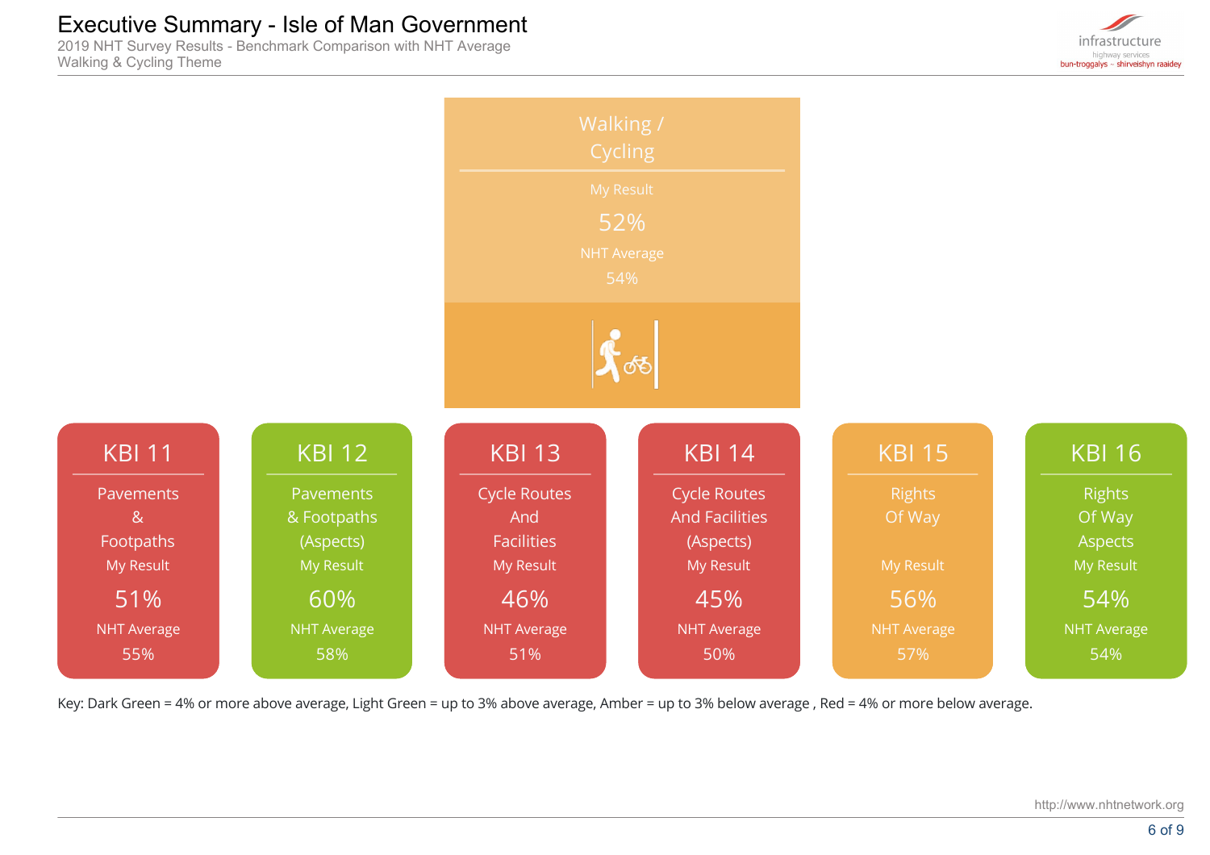# Executive Summary - Isle of Man Government

2019 NHT Survey Results - Benchmark Comparison with NHT Average

Walking & Cycling Theme

## Walking / Cycling

My Result

52%

NHT Average

54%

| KBI | Description | My Result | NHT Average |
| --- | --- | --- | --- |
| KBI 11 | Pavements & Footpaths | 51% | 55% |
| KBI 12 | Pavements & Footpaths (Aspects) | 60% | 58% |
| KBI 13 | Cycle Routes And Facilities | 46% | 51% |
| KBI 14 | Cycle Routes And Facilities (Aspects) | 45% | 50% |
| KBI 15 | Rights Of Way | 56% | 57% |
| KBI 16 | Rights Of Way Aspects | 54% | 54% |

Key: Dark Green = 4% or more above average, Light Green = up to 3% above average, Amber = up to 3% below average , Red = 4% or more below average.

http://www.nhtnetwork.org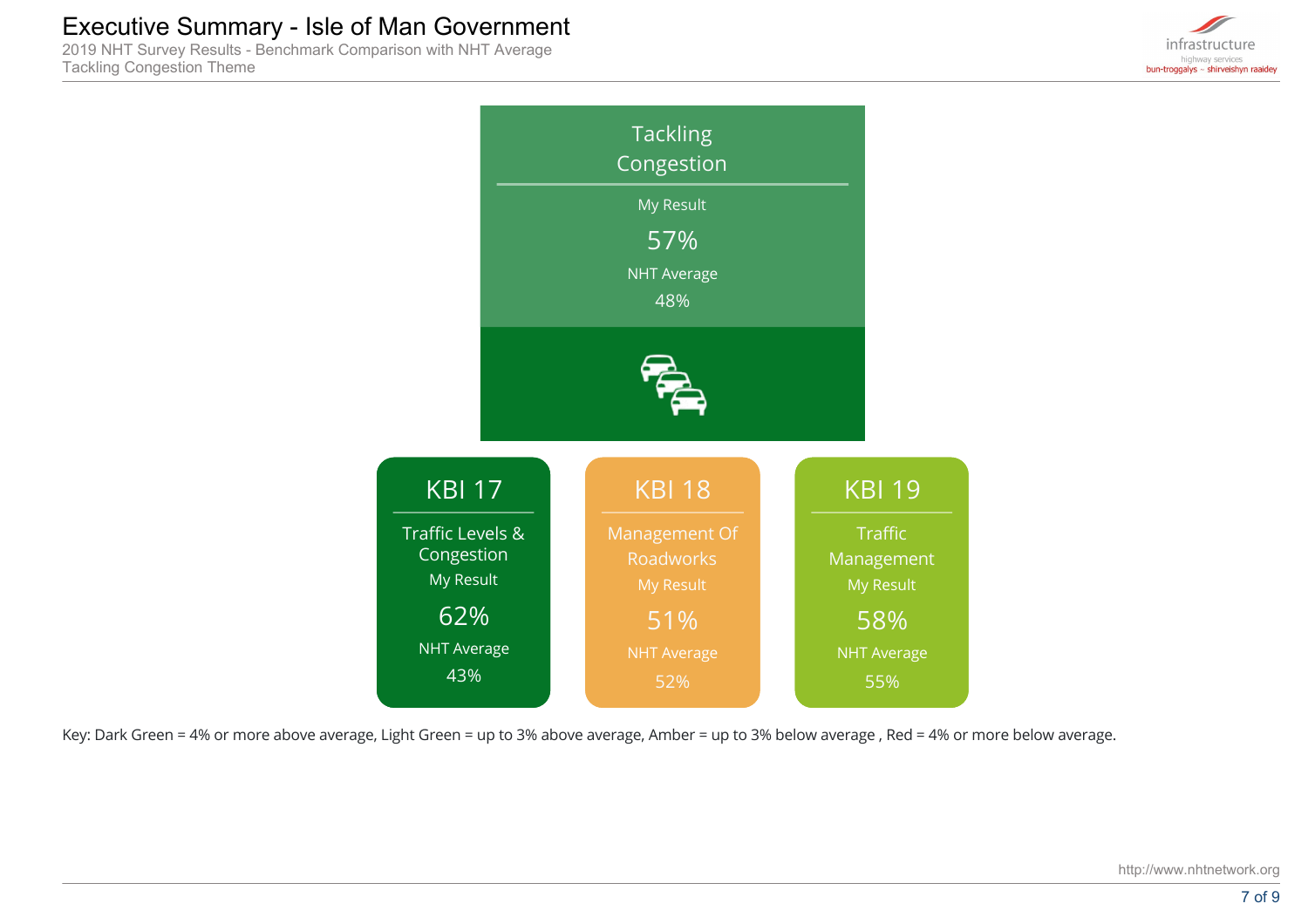# Executive Summary - Isle of Man Government

2019 NHT Survey Results - Benchmark Comparison with NHT Average
Tackling Congestion Theme

## Tackling Congestion

My Result

57%

NHT Average

48%

### KBI 17

Traffic Levels & Congestion

My Result

62%

NHT Average

43%

### KBI 18

Management Of Roadworks

My Result

51%

NHT Average

52%

### KBI 19

Traffic Management

My Result

58%

NHT Average

55%

Key: Dark Green = 4% or more above average, Light Green = up to 3% above average, Amber = up to 3% below average , Red = 4% or more below average.

http://www.nhtnetwork.org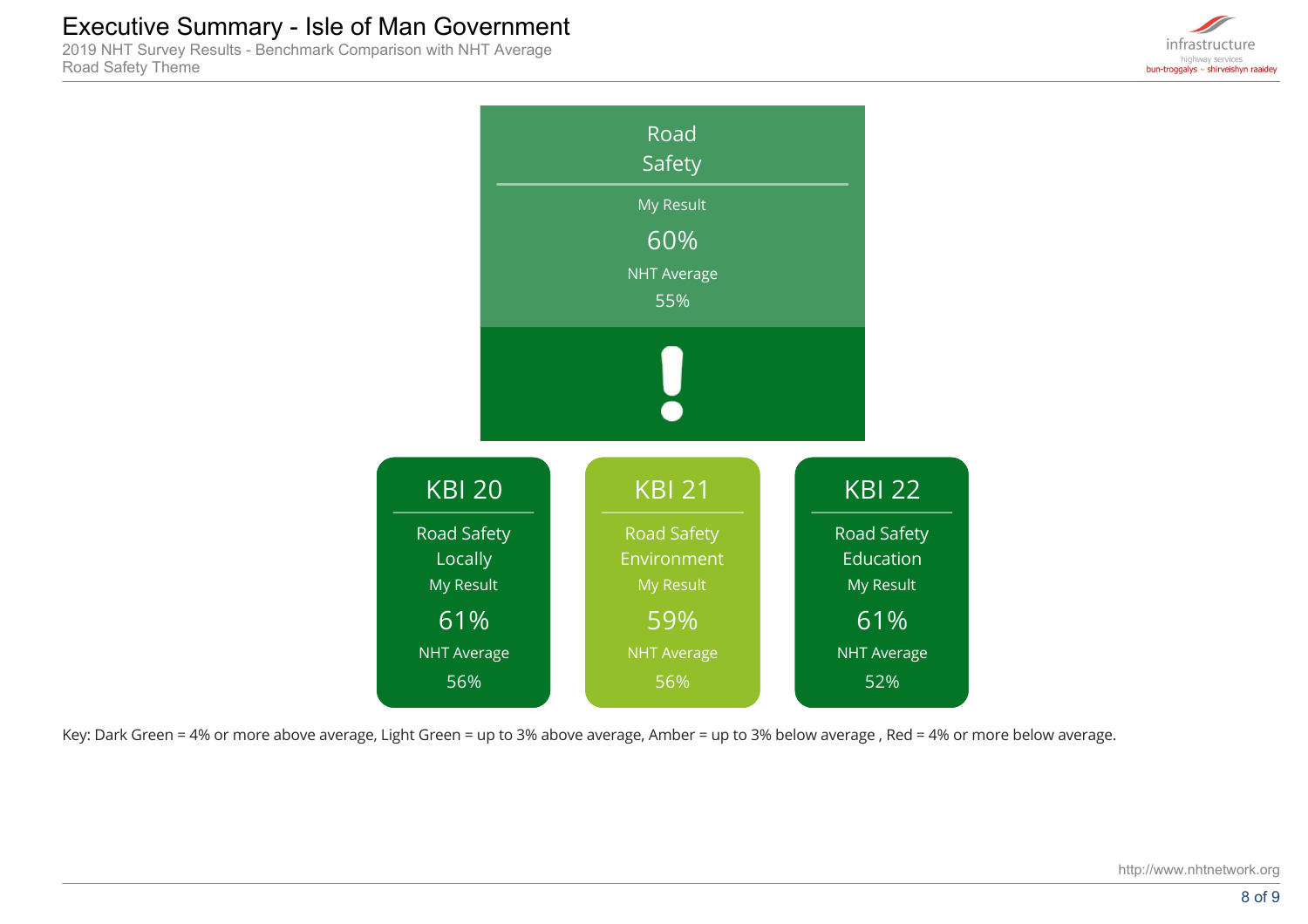# Executive Summary - Isle of Man Government

2019 NHT Survey Results - Benchmark Comparison with NHT Average
Road Safety Theme

## Road Safety

My Result
**60%**
NHT Average
55%

!

| KBI 20 | KBI 21 | KBI 22 |
|---|---|---|
| Road Safety Locally | Road Safety Environment | Road Safety Education |
| My Result | My Result | My Result |
| 61% | 59% | 61% |
| NHT Average | NHT Average | NHT Average |
| 56% | 56% | 52% |

Key: Dark Green = 4% or more above average, Light Green = up to 3% above average, Amber = up to 3% below average , Red = 4% or more below average.

http://www.nhtnetwork.org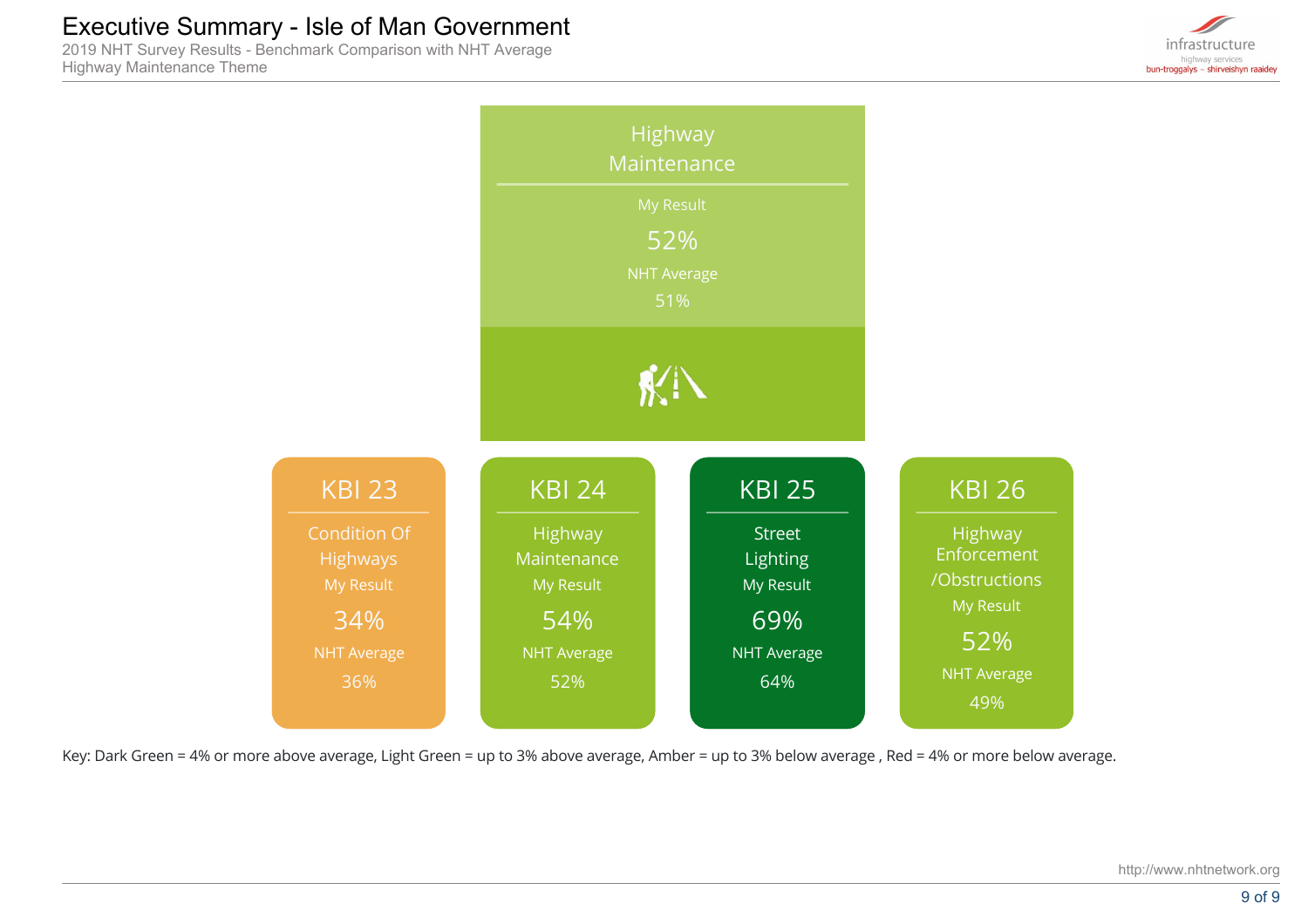# Executive Summary - Isle of Man Government

2019 NHT Survey Results - Benchmark Comparison with NHT Average
Highway Maintenance Theme

## Highway Maintenance

My Result
52%
NHT Average
51%

### KBI 23

Condition Of Highways
My Result
34%
NHT Average
36%

### KBI 24

Highway Maintenance
My Result
54%
NHT Average
52%

### KBI 25

Street Lighting
My Result
69%
NHT Average
64%

### KBI 26

Highway Enforcement /Obstructions
My Result
52%
NHT Average
49%

Key: Dark Green = 4% or more above average, Light Green = up to 3% above average, Amber = up to 3% below average , Red = 4% or more below average.

http://www.nhtnetwork.org